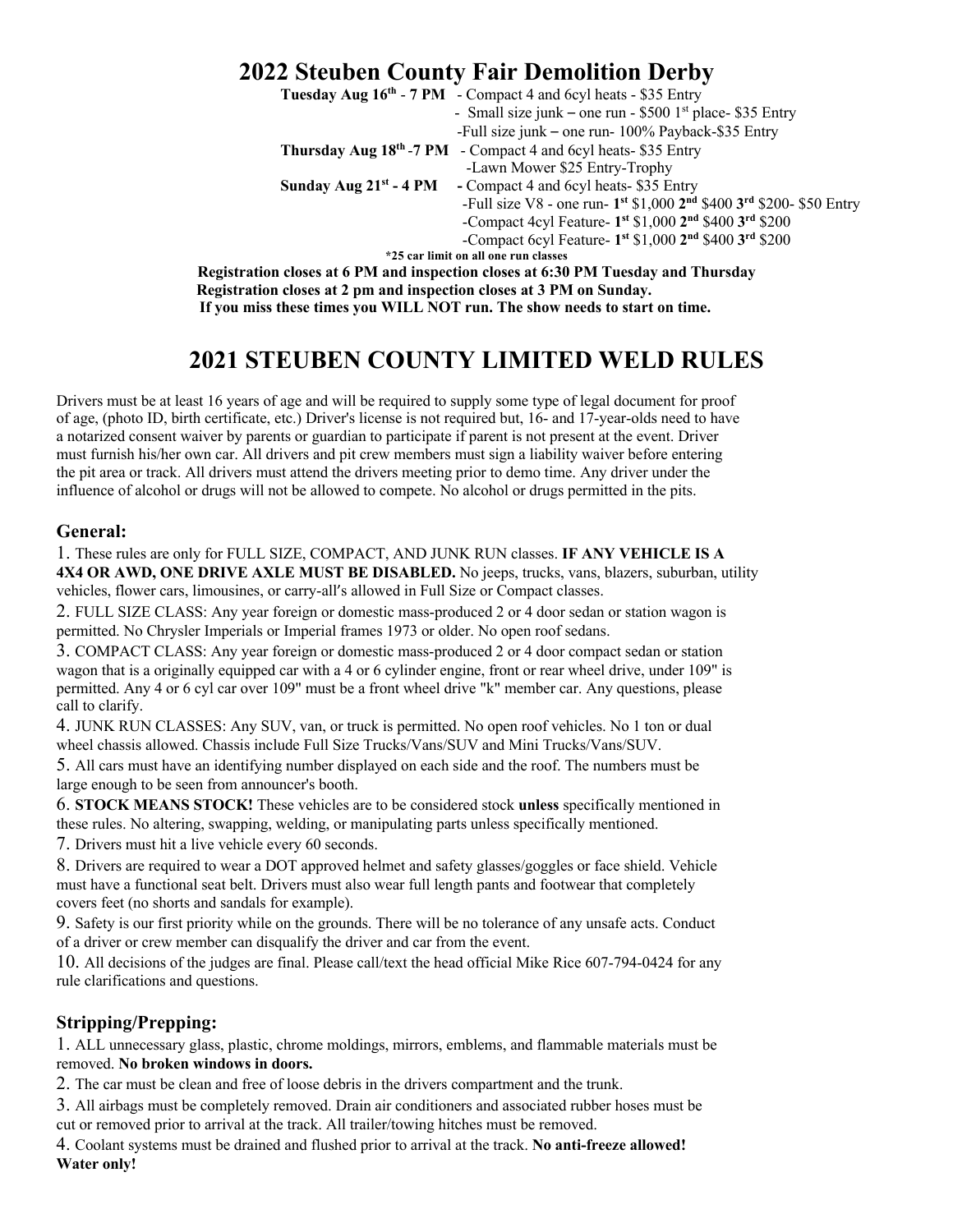# 2022 Steuben County Fair Demolition Derby

**Tuesday Aug 16th - 7 PM** - Compact 4 and 6cyl heats - $35 Entry
- Small size junk – one run - $500 1st place- $35 Entry
- Full size junk – one run- 100% Payback-$35 Entry

**Thursday Aug 18th -7 PM** - Compact 4 and 6cyl heats- $35 Entry
- Lawn Mower $25 Entry-Trophy

**Sunday Aug 21st - 4 PM** - Compact 4 and 6cyl heats- $35 Entry
- Full size V8 - one run- **1st** $1,000 **2nd** $400 **3rd** $200- $50 Entry
- Compact 4cyl Feature- **1st** $1,000 **2nd** $400 **3rd** $200
- Compact 6cyl Feature- **1st** $1,000 **2nd** $400 **3rd** $200

***25 car limit on all one run classes**

**Registration closes at 6 PM and inspection closes at 6:30 PM Tuesday and Thursday**
**Registration closes at 2 pm and inspection closes at 3 PM on Sunday.**
**If you miss these times you WILL NOT run. The show needs to start on time.**

# 2021 STEUBEN COUNTY LIMITED WELD RULES

Drivers must be at least 16 years of age and will be required to supply some type of legal document for proof of age, (photo ID, birth certificate, etc.) Driver's license is not required but, 16- and 17-year-olds need to have a notarized consent waiver by parents or guardian to participate if parent is not present at the event. Driver must furnish his/her own car. All drivers and pit crew members must sign a liability waiver before entering the pit area or track. All drivers must attend the drivers meeting prior to demo time. Any driver under the influence of alcohol or drugs will not be allowed to compete. No alcohol or drugs permitted in the pits.

## General:

1. These rules are only for FULL SIZE, COMPACT, AND JUNK RUN classes. **IF ANY VEHICLE IS A 4X4 OR AWD, ONE DRIVE AXLE MUST BE DISABLED.** No jeeps, trucks, vans, blazers, suburban, utility vehicles, flower cars, limousines, or carry-all′s allowed in Full Size or Compact classes.
2. FULL SIZE CLASS: Any year foreign or domestic mass-produced 2 or 4 door sedan or station wagon is permitted. No Chrysler Imperials or Imperial frames 1973 or older. No open roof sedans.
3. COMPACT CLASS: Any year foreign or domestic mass-produced 2 or 4 door compact sedan or station wagon that is a originally equipped car with a 4 or 6 cylinder engine, front or rear wheel drive, under 109" is permitted. Any 4 or 6 cyl car over 109" must be a front wheel drive "k" member car. Any questions, please call to clarify.
4. JUNK RUN CLASSES: Any SUV, van, or truck is permitted. No open roof vehicles. No 1 ton or dual wheel chassis allowed. Chassis include Full Size Trucks/Vans/SUV and Mini Trucks/Vans/SUV.
5. All cars must have an identifying number displayed on each side and the roof. The numbers must be large enough to be seen from announcer's booth.
6. **STOCK MEANS STOCK!** These vehicles are to be considered stock **unless** specifically mentioned in these rules. No altering, swapping, welding, or manipulating parts unless specifically mentioned.
7. Drivers must hit a live vehicle every 60 seconds.
8. Drivers are required to wear a DOT approved helmet and safety glasses/goggles or face shield. Vehicle must have a functional seat belt. Drivers must also wear full length pants and footwear that completely covers feet (no shorts and sandals for example).
9. Safety is our first priority while on the grounds. There will be no tolerance of any unsafe acts. Conduct of a driver or crew member can disqualify the driver and car from the event.
10. All decisions of the judges are final. Please call/text the head official Mike Rice 607-794-0424 for any rule clarifications and questions.

## Stripping/Prepping:

1. ALL unnecessary glass, plastic, chrome moldings, mirrors, emblems, and flammable materials must be removed. **No broken windows in doors.**
2. The car must be clean and free of loose debris in the drivers compartment and the trunk.
3. All airbags must be completely removed. Drain air conditioners and associated rubber hoses must be cut or removed prior to arrival at the track. All trailer/towing hitches must be removed.
4. Coolant systems must be drained and flushed prior to arrival at the track. **No anti-freeze allowed! Water only!**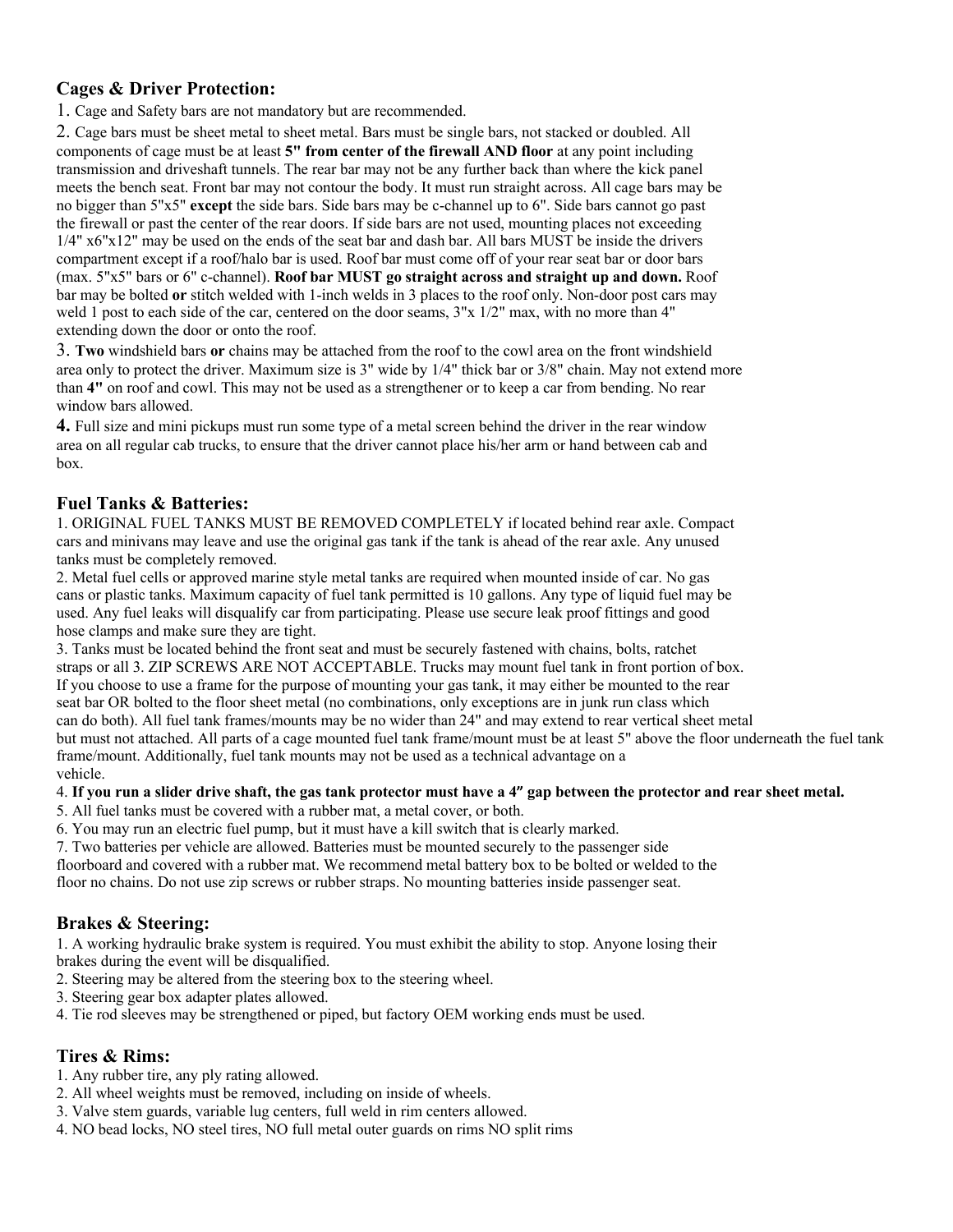## Cages & Driver Protection:

1. Cage and Safety bars are not mandatory but are recommended.
2. Cage bars must be sheet metal to sheet metal. Bars must be single bars, not stacked or doubled. All components of cage must be at least **5" from center of the firewall AND floor** at any point including transmission and driveshaft tunnels. The rear bar may not be any further back than where the kick panel meets the bench seat. Front bar may not contour the body. It must run straight across. All cage bars may be no bigger than 5"x5" **except** the side bars. Side bars may be c-channel up to 6". Side bars cannot go past the firewall or past the center of the rear doors. If side bars are not used, mounting places not exceeding 1/4" x6"x12" may be used on the ends of the seat bar and dash bar. All bars MUST be inside the drivers compartment except if a roof/halo bar is used. Roof bar must come off of your rear seat bar or door bars (max. 5"x5" bars or 6" c-channel). **Roof bar MUST go straight across and straight up and down.** Roof bar may be bolted **or** stitch welded with 1-inch welds in 3 places to the roof only. Non-door post cars may weld 1 post to each side of the car, centered on the door seams, 3"x 1/2" max, with no more than 4" extending down the door or onto the roof.
3. **Two** windshield bars **or** chains may be attached from the roof to the cowl area on the front windshield area only to protect the driver. Maximum size is 3" wide by 1/4" thick bar or 3/8" chain. May not extend more than **4"** on roof and cowl. This may not be used as a strengthener or to keep a car from bending. No rear window bars allowed.
4. Full size and mini pickups must run some type of a metal screen behind the driver in the rear window area on all regular cab trucks, to ensure that the driver cannot place his/her arm or hand between cab and box.

## Fuel Tanks & Batteries:

1. ORIGINAL FUEL TANKS MUST BE REMOVED COMPLETELY if located behind rear axle. Compact cars and minivans may leave and use the original gas tank if the tank is ahead of the rear axle. Any unused tanks must be completely removed.
2. Metal fuel cells or approved marine style metal tanks are required when mounted inside of car. No gas cans or plastic tanks. Maximum capacity of fuel tank permitted is 10 gallons. Any type of liquid fuel may be used. Any fuel leaks will disqualify car from participating. Please use secure leak proof fittings and good hose clamps and make sure they are tight.
3. Tanks must be located behind the front seat and must be securely fastened with chains, bolts, ratchet straps or all 3. ZIP SCREWS ARE NOT ACCEPTABLE. Trucks may mount fuel tank in front portion of box. If you choose to use a frame for the purpose of mounting your gas tank, it may either be mounted to the rear seat bar OR bolted to the floor sheet metal (no combinations, only exceptions are in junk run class which can do both). All fuel tank frames/mounts may be no wider than 24" and may extend to rear vertical sheet metal but must not attached. All parts of a cage mounted fuel tank frame/mount must be at least 5" above the floor underneath the fuel tank frame/mount. Additionally, fuel tank mounts may not be used as a technical advantage on a vehicle.
4. **If you run a slider drive shaft, the gas tank protector must have a 4″ gap between the protector and rear sheet metal.**
5. All fuel tanks must be covered with a rubber mat, a metal cover, or both.
6. You may run an electric fuel pump, but it must have a kill switch that is clearly marked.
7. Two batteries per vehicle are allowed. Batteries must be mounted securely to the passenger side floorboard and covered with a rubber mat. We recommend metal battery box to be bolted or welded to the floor no chains. Do not use zip screws or rubber straps. No mounting batteries inside passenger seat.

## Brakes & Steering:

1. A working hydraulic brake system is required. You must exhibit the ability to stop. Anyone losing their brakes during the event will be disqualified.
2. Steering may be altered from the steering box to the steering wheel.
3. Steering gear box adapter plates allowed.
4. Tie rod sleeves may be strengthened or piped, but factory OEM working ends must be used.

## Tires & Rims:

1. Any rubber tire, any ply rating allowed.
2. All wheel weights must be removed, including on inside of wheels.
3. Valve stem guards, variable lug centers, full weld in rim centers allowed.
4. NO bead locks, NO steel tires, NO full metal outer guards on rims NO split rims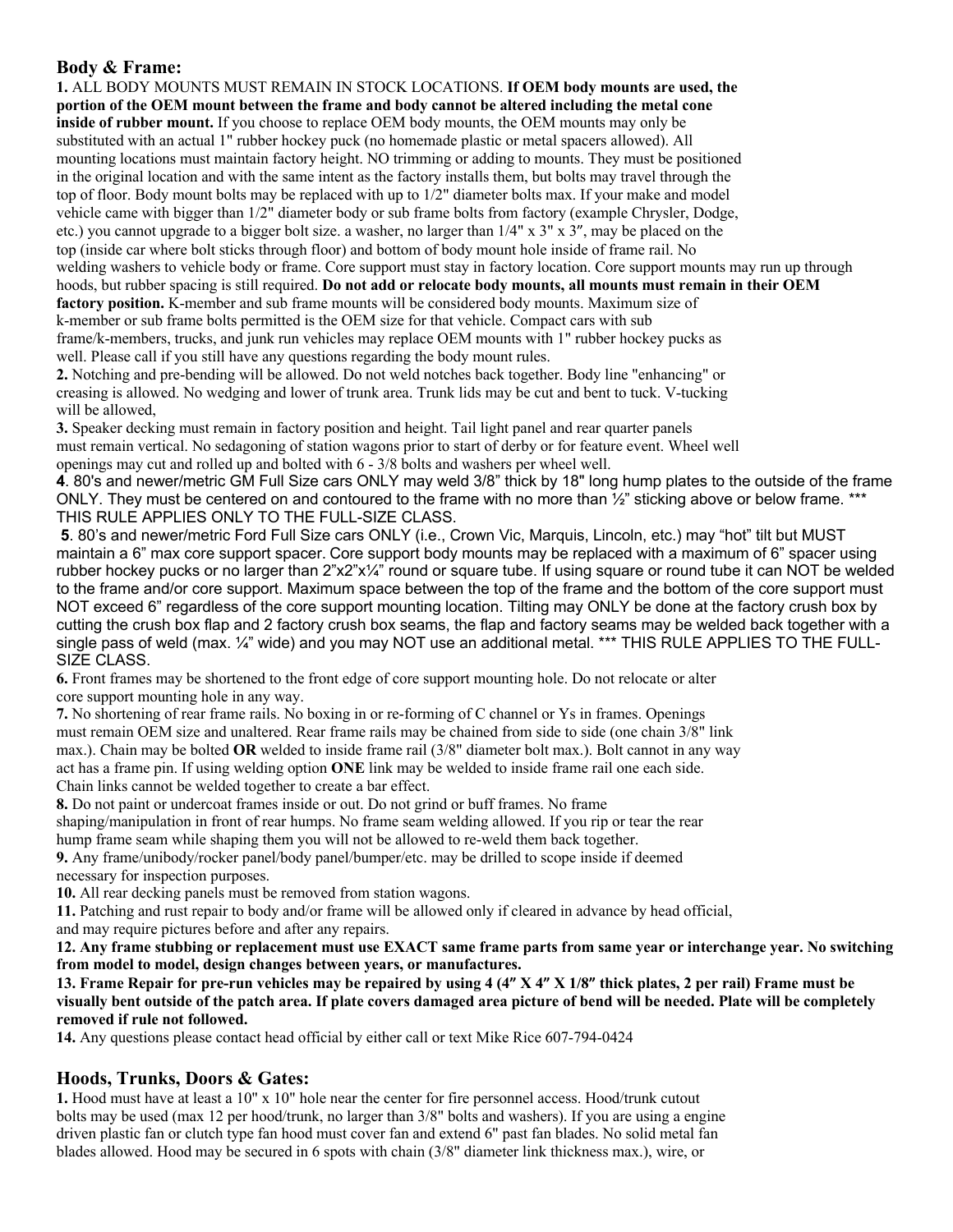## Body & Frame:

**1.** ALL BODY MOUNTS MUST REMAIN IN STOCK LOCATIONS. **If OEM body mounts are used, the portion of the OEM mount between the frame and body cannot be altered including the metal cone inside of rubber mount.** If you choose to replace OEM body mounts, the OEM mounts may only be substituted with an actual 1" rubber hockey puck (no homemade plastic or metal spacers allowed). All mounting locations must maintain factory height. NO trimming or adding to mounts. They must be positioned in the original location and with the same intent as the factory installs them, but bolts may travel through the top of floor. Body mount bolts may be replaced with up to 1/2" diameter bolts max. If your make and model vehicle came with bigger than 1/2" diameter body or sub frame bolts from factory (example Chrysler, Dodge, etc.) you cannot upgrade to a bigger bolt size. a washer, no larger than 1/4" x 3" x 3″, may be placed on the top (inside car where bolt sticks through floor) and bottom of body mount hole inside of frame rail. No welding washers to vehicle body or frame. Core support must stay in factory location. Core support mounts may run up through hoods, but rubber spacing is still required. **Do not add or relocate body mounts, all mounts must remain in their OEM factory position.** K-member and sub frame mounts will be considered body mounts. Maximum size of k-member or sub frame bolts permitted is the OEM size for that vehicle. Compact cars with sub frame/k-members, trucks, and junk run vehicles may replace OEM mounts with 1" rubber hockey pucks as well. Please call if you still have any questions regarding the body mount rules.

**2.** Notching and pre-bending will be allowed. Do not weld notches back together. Body line "enhancing" or creasing is allowed. No wedging and lower of trunk area. Trunk lids may be cut and bent to tuck. V-tucking will be allowed,

**3.** Speaker decking must remain in factory position and height. Tail light panel and rear quarter panels must remain vertical. No sedagoning of station wagons prior to start of derby or for feature event. Wheel well openings may cut and rolled up and bolted with 6 - 3/8 bolts and washers per wheel well.

**4**. 80's and newer/metric GM Full Size cars ONLY may weld 3/8” thick by 18" long hump plates to the outside of the frame ONLY. They must be centered on and contoured to the frame with no more than ½” sticking above or below frame. *** THIS RULE APPLIES ONLY TO THE FULL-SIZE CLASS.

**5**. 80’s and newer/metric Ford Full Size cars ONLY (i.e., Crown Vic, Marquis, Lincoln, etc.) may “hot” tilt but MUST maintain a 6” max core support spacer. Core support body mounts may be replaced with a maximum of 6” spacer using rubber hockey pucks or no larger than 2”x2”x¼” round or square tube. If using square or round tube it can NOT be welded to the frame and/or core support. Maximum space between the top of the frame and the bottom of the core support must NOT exceed 6” regardless of the core support mounting location. Tilting may ONLY be done at the factory crush box by cutting the crush box flap and 2 factory crush box seams, the flap and factory seams may be welded back together with a single pass of weld (max. ¼” wide) and you may NOT use an additional metal. *** THIS RULE APPLIES TO THE FULL-SIZE CLASS.

**6.** Front frames may be shortened to the front edge of core support mounting hole. Do not relocate or alter core support mounting hole in any way.

**7.** No shortening of rear frame rails. No boxing in or re-forming of C channel or Ys in frames. Openings must remain OEM size and unaltered. Rear frame rails may be chained from side to side (one chain 3/8" link max.). Chain may be bolted **OR** welded to inside frame rail (3/8" diameter bolt max.). Bolt cannot in any way act has a frame pin. If using welding option **ONE** link may be welded to inside frame rail one each side. Chain links cannot be welded together to create a bar effect.

**8.** Do not paint or undercoat frames inside or out. Do not grind or buff frames. No frame shaping/manipulation in front of rear humps. No frame seam welding allowed. If you rip or tear the rear hump frame seam while shaping them you will not be allowed to re-weld them back together.

**9.** Any frame/unibody/rocker panel/body panel/bumper/etc. may be drilled to scope inside if deemed necessary for inspection purposes.

**10.** All rear decking panels must be removed from station wagons.

**11.** Patching and rust repair to body and/or frame will be allowed only if cleared in advance by head official, and may require pictures before and after any repairs.

**12. Any frame stubbing or replacement must use EXACT same frame parts from same year or interchange year. No switching from model to model, design changes between years, or manufactures.**

**13. Frame Repair for pre-run vehicles may be repaired by using 4 (4″ X 4″ X 1/8″ thick plates, 2 per rail) Frame must be visually bent outside of the patch area. If plate covers damaged area picture of bend will be needed. Plate will be completely removed if rule not followed.**

**14.** Any questions please contact head official by either call or text Mike Rice 607-794-0424

## Hoods, Trunks, Doors & Gates:

**1.** Hood must have at least a 10" x 10" hole near the center for fire personnel access. Hood/trunk cutout bolts may be used (max 12 per hood/trunk, no larger than 3/8" bolts and washers). If you are using a engine driven plastic fan or clutch type fan hood must cover fan and extend 6" past fan blades. No solid metal fan blades allowed. Hood may be secured in 6 spots with chain (3/8" diameter link thickness max.), wire, or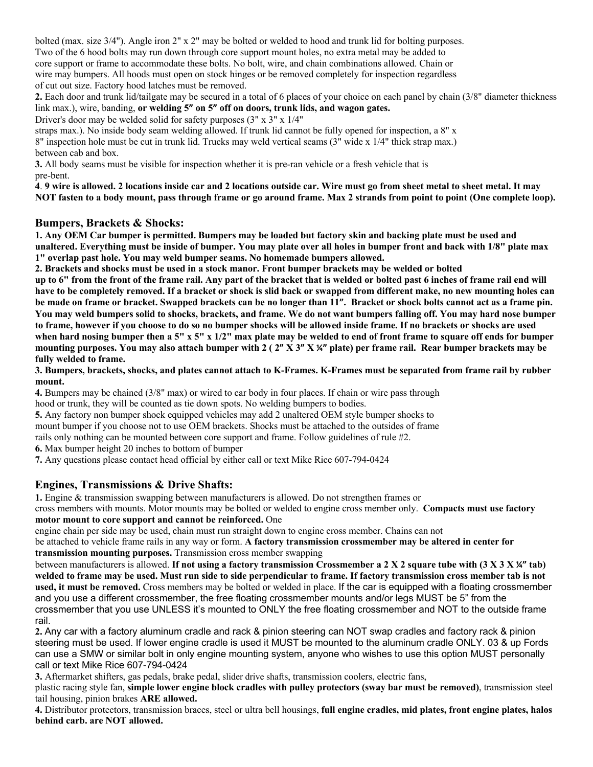bolted (max. size 3/4"). Angle iron 2" x 2" may be bolted or welded to hood and trunk lid for bolting purposes. Two of the 6 hood bolts may run down through core support mount holes, no extra metal may be added to core support or frame to accommodate these bolts. No bolt, wire, and chain combinations allowed. Chain or wire may bumpers. All hoods must open on stock hinges or be removed completely for inspection regardless of cut out size. Factory hood latches must be removed.

**2.** Each door and trunk lid/tailgate may be secured in a total of 6 places of your choice on each panel by chain (3/8" diameter thickness link max.), wire, banding, **or welding 5″ on 5″ off on doors, trunk lids, and wagon gates.**
Driver's door may be welded solid for safety purposes (3" x 3" x 1/4" straps max.). No inside body seam welding allowed. If trunk lid cannot be fully opened for inspection, a 8" x 8" inspection hole must be cut in trunk lid. Trucks may weld vertical seams (3" wide x 1/4" thick strap max.) between cab and box.

**3.** All body seams must be visible for inspection whether it is pre-ran vehicle or a fresh vehicle that is pre-bent.

**4**. **9 wire is allowed. 2 locations inside car and 2 locations outside car. Wire must go from sheet metal to sheet metal. It may NOT fasten to a body mount, pass through frame or go around frame. Max 2 strands from point to point (One complete loop).**

## Bumpers, Brackets & Shocks:

**1. Any OEM Car bumper is permitted. Bumpers may be loaded but factory skin and backing plate must be used and unaltered. Everything must be inside of bumper. You may plate over all holes in bumper front and back with 1/8" plate max 1" overlap past hole. You may weld bumper seams. No homemade bumpers allowed.**

**2. Brackets and shocks must be used in a stock manor. Front bumper brackets may be welded or bolted up to 6" from the front of the frame rail. Any part of the bracket that is welded or bolted past 6 inches of frame rail end will have to be completely removed. If a bracket or shock is slid back or swapped from different make, no new mounting holes can be made on frame or bracket. Swapped brackets can be no longer than 11″. Bracket or shock bolts cannot act as a frame pin. You may weld bumpers solid to shocks, brackets, and frame. We do not want bumpers falling off. You may hard nose bumper to frame, however if you choose to do so no bumper shocks will be allowed inside frame. If no brackets or shocks are used when hard nosing bumper then a 5" x 5" x 1/2" max plate may be welded to end of front frame to square off ends for bumper mounting purposes. You may also attach bumper with 2 ( 2″ X 3″ X ¼″ plate) per frame rail. Rear bumper brackets may be fully welded to frame.**

**3. Bumpers, brackets, shocks, and plates cannot attach to K-Frames. K-Frames must be separated from frame rail by rubber mount.**

**4.** Bumpers may be chained (3/8" max) or wired to car body in four places. If chain or wire pass through hood or trunk, they will be counted as tie down spots. No welding bumpers to bodies.

**5.** Any factory non bumper shock equipped vehicles may add 2 unaltered OEM style bumper shocks to mount bumper if you choose not to use OEM brackets. Shocks must be attached to the outsides of frame rails only nothing can be mounted between core support and frame. Follow guidelines of rule #2.

**6.** Max bumper height 20 inches to bottom of bumper

**7.** Any questions please contact head official by either call or text Mike Rice 607-794-0424

## Engines, Transmissions & Drive Shafts:

**1.** Engine & transmission swapping between manufacturers is allowed. Do not strengthen frames or cross members with mounts. Motor mounts may be bolted or welded to engine cross member only. **Compacts must use factory motor mount to core support and cannot be reinforced.** One engine chain per side may be used, chain must run straight down to engine cross member. Chains can not be attached to vehicle frame rails in any way or form. **A factory transmission crossmember may be altered in center for transmission mounting purposes.** Transmission cross member swapping between manufacturers is allowed. **If not using a factory transmission Crossmember a 2 X 2 square tube with (3 X 3 X ¼″ tab) welded to frame may be used. Must run side to side perpendicular to frame. If factory transmission cross member tab is not used, it must be removed.** Cross members may be bolted or welded in place. If the car is equipped with a floating crossmember and you use a different crossmember, the free floating crossmember mounts and/or legs MUST be 5" from the crossmember that you use UNLESS it's mounted to ONLY the free floating crossmember and NOT to the outside frame rail.

**2.** Any car with a factory aluminum cradle and rack & pinion steering can NOT swap cradles and factory rack & pinion steering must be used. If lower engine cradle is used it MUST be mounted to the aluminum cradle ONLY. 03 & up Fords can use a SMW or similar bolt in only engine mounting system, anyone who wishes to use this option MUST personally call or text Mike Rice 607-794-0424

**3.** Aftermarket shifters, gas pedals, brake pedal, slider drive shafts, transmission coolers, electric fans, plastic racing style fan, **simple lower engine block cradles with pulley protectors (sway bar must be removed)**, transmission steel tail housing, pinion brakes **ARE allowed.**

**4.** Distributor protectors, transmission braces, steel or ultra bell housings, **full engine cradles, mid plates, front engine plates, halos behind carb. are NOT allowed.**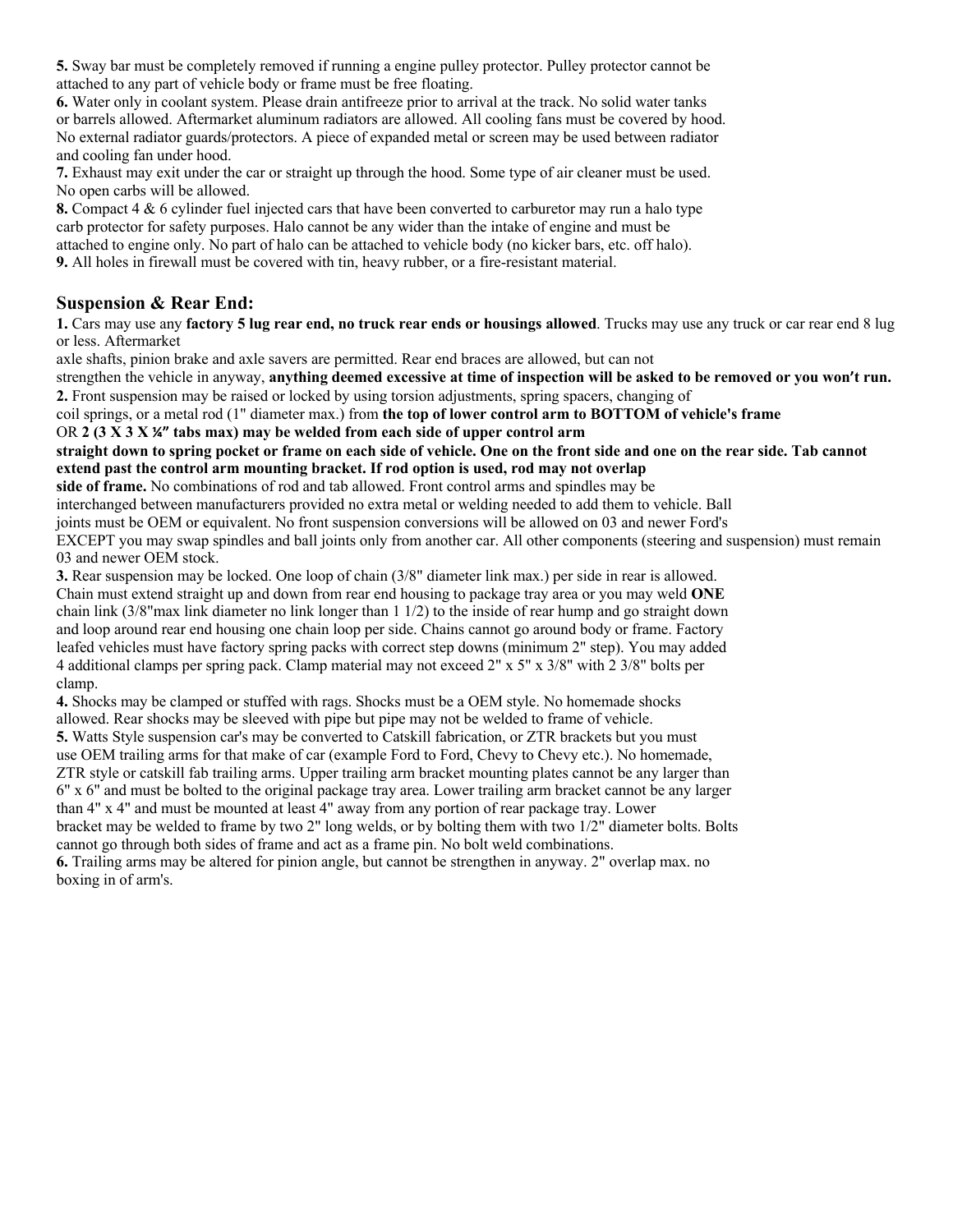**5.** Sway bar must be completely removed if running a engine pulley protector. Pulley protector cannot be attached to any part of vehicle body or frame must be free floating.

**6.** Water only in coolant system. Please drain antifreeze prior to arrival at the track. No solid water tanks or barrels allowed. Aftermarket aluminum radiators are allowed. All cooling fans must be covered by hood. No external radiator guards/protectors. A piece of expanded metal or screen may be used between radiator and cooling fan under hood.

**7.** Exhaust may exit under the car or straight up through the hood. Some type of air cleaner must be used. No open carbs will be allowed.

**8.** Compact 4 & 6 cylinder fuel injected cars that have been converted to carburetor may run a halo type carb protector for safety purposes. Halo cannot be any wider than the intake of engine and must be attached to engine only. No part of halo can be attached to vehicle body (no kicker bars, etc. off halo).

**9.** All holes in firewall must be covered with tin, heavy rubber, or a fire-resistant material.

## Suspension & Rear End:

**1.** Cars may use any **factory 5 lug rear end, no truck rear ends or housings allowed**. Trucks may use any truck or car rear end 8 lug or less. Aftermarket axle shafts, pinion brake and axle savers are permitted. Rear end braces are allowed, but can not strengthen the vehicle in anyway, **anything deemed excessive at time of inspection will be asked to be removed or you won't run.**

**2.** Front suspension may be raised or locked by using torsion adjustments, spring spacers, changing of coil springs, or a metal rod (1" diameter max.) from **the top of lower control arm to BOTTOM of vehicle's frame** OR **2 (3 X 3 X ¼" tabs max) may be welded from each side of upper control arm straight down to spring pocket or frame on each side of vehicle. One on the front side and one on the rear side. Tab cannot extend past the control arm mounting bracket. If rod option is used, rod may not overlap side of frame.** No combinations of rod and tab allowed. Front control arms and spindles may be interchanged between manufacturers provided no extra metal or welding needed to add them to vehicle. Ball joints must be OEM or equivalent. No front suspension conversions will be allowed on 03 and newer Ford's EXCEPT you may swap spindles and ball joints only from another car. All other components (steering and suspension) must remain 03 and newer OEM stock.

**3.** Rear suspension may be locked. One loop of chain (3/8" diameter link max.) per side in rear is allowed. Chain must extend straight up and down from rear end housing to package tray area or you may weld **ONE** chain link (3/8"max link diameter no link longer than 1 1/2) to the inside of rear hump and go straight down and loop around rear end housing one chain loop per side. Chains cannot go around body or frame. Factory leafed vehicles must have factory spring packs with correct step downs (minimum 2" step). You may added 4 additional clamps per spring pack. Clamp material may not exceed 2" x 5" x 3/8" with 2 3/8" bolts per clamp.

**4.** Shocks may be clamped or stuffed with rags. Shocks must be a OEM style. No homemade shocks allowed. Rear shocks may be sleeved with pipe but pipe may not be welded to frame of vehicle.

**5.** Watts Style suspension car's may be converted to Catskill fabrication, or ZTR brackets but you must use OEM trailing arms for that make of car (example Ford to Ford, Chevy to Chevy etc.). No homemade, ZTR style or catskill fab trailing arms. Upper trailing arm bracket mounting plates cannot be any larger than 6" x 6" and must be bolted to the original package tray area. Lower trailing arm bracket cannot be any larger than 4" x 4" and must be mounted at least 4" away from any portion of rear package tray. Lower bracket may be welded to frame by two 2" long welds, or by bolting them with two 1/2" diameter bolts. Bolts cannot go through both sides of frame and act as a frame pin. No bolt weld combinations.

**6.** Trailing arms may be altered for pinion angle, but cannot be strengthen in anyway. 2" overlap max. no boxing in of arm's.